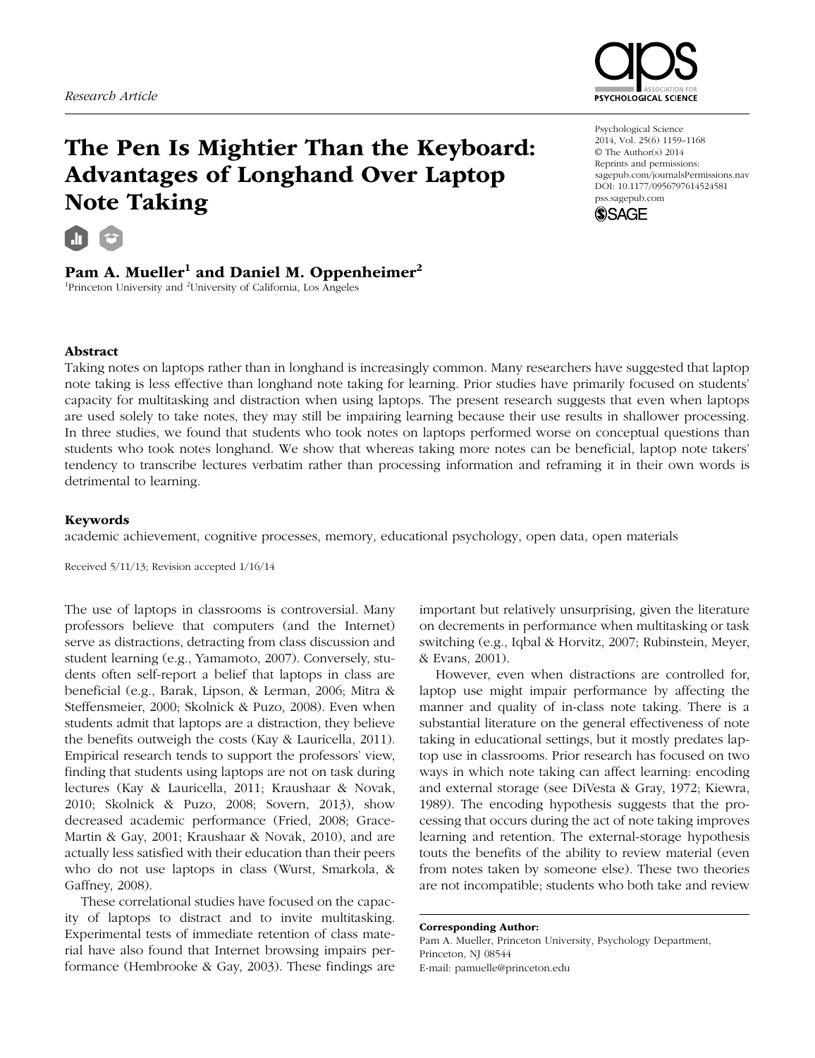Research Article

# The Pen Is Mightier Than the Keyboard: Advantages of Longhand Over Laptop Note Taking

Psychological Science
2014, Vol. 25(6) 1159–1168
© The Author(s) 2014
Reprints and permissions:
sagepub.com/journalsPermissions.nav
DOI: 10.1177/0956797614524581
pss.sagepub.com

**Pam A. Mueller[1] and Daniel M. Oppenheimer[2]**
[1]Princeton University and [2]University of California, Los Angeles

## Abstract

Taking notes on laptops rather than in longhand is increasingly common. Many researchers have suggested that laptop note taking is less effective than longhand note taking for learning. Prior studies have primarily focused on students' capacity for multitasking and distraction when using laptops. The present research suggests that even when laptops are used solely to take notes, they may still be impairing learning because their use results in shallower processing. In three studies, we found that students who took notes on laptops performed worse on conceptual questions than students who took notes longhand. We show that whereas taking more notes can be beneficial, laptop note takers' tendency to transcribe lectures verbatim rather than processing information and reframing it in their own words is detrimental to learning.

## Keywords

academic achievement, cognitive processes, memory, educational psychology, open data, open materials

Received 5/11/13; Revision accepted 1/16/14

The use of laptops in classrooms is controversial. Many professors believe that computers (and the Internet) serve as distractions, detracting from class discussion and student learning (e.g., Yamamoto, 2007). Conversely, students often self-report a belief that laptops in class are beneficial (e.g., Barak, Lipson, & Lerman, 2006; Mitra & Steffensmeier, 2000; Skolnick & Puzo, 2008). Even when students admit that laptops are a distraction, they believe the benefits outweigh the costs (Kay & Lauricella, 2011). Empirical research tends to support the professors' view, finding that students using laptops are not on task during lectures (Kay & Lauricella, 2011; Kraushaar & Novak, 2010; Skolnick & Puzo, 2008; Sovern, 2013), show decreased academic performance (Fried, 2008; Grace-Martin & Gay, 2001; Kraushaar & Novak, 2010), and are actually less satisfied with their education than their peers who do not use laptops in class (Wurst, Smarkola, & Gaffney, 2008).

These correlational studies have focused on the capacity of laptops to distract and to invite multitasking. Experimental tests of immediate retention of class material have also found that Internet browsing impairs performance (Hembrooke & Gay, 2003). These findings are important but relatively unsurprising, given the literature on decrements in performance when multitasking or task switching (e.g., Iqbal & Horvitz, 2007; Rubinstein, Meyer, & Evans, 2001).

However, even when distractions are controlled for, laptop use might impair performance by affecting the manner and quality of in-class note taking. There is a substantial literature on the general effectiveness of note taking in educational settings, but it mostly predates laptop use in classrooms. Prior research has focused on two ways in which note taking can affect learning: encoding and external storage (see DiVesta & Gray, 1972; Kiewra, 1989). The encoding hypothesis suggests that the processing that occurs during the act of note taking improves learning and retention. The external-storage hypothesis touts the benefits of the ability to review material (even from notes taken by someone else). These two theories are not incompatible; students who both take and review

**Corresponding Author:**
Pam A. Mueller, Princeton University, Psychology Department, Princeton, NJ 08544
E-mail: pamuelle@princeton.edu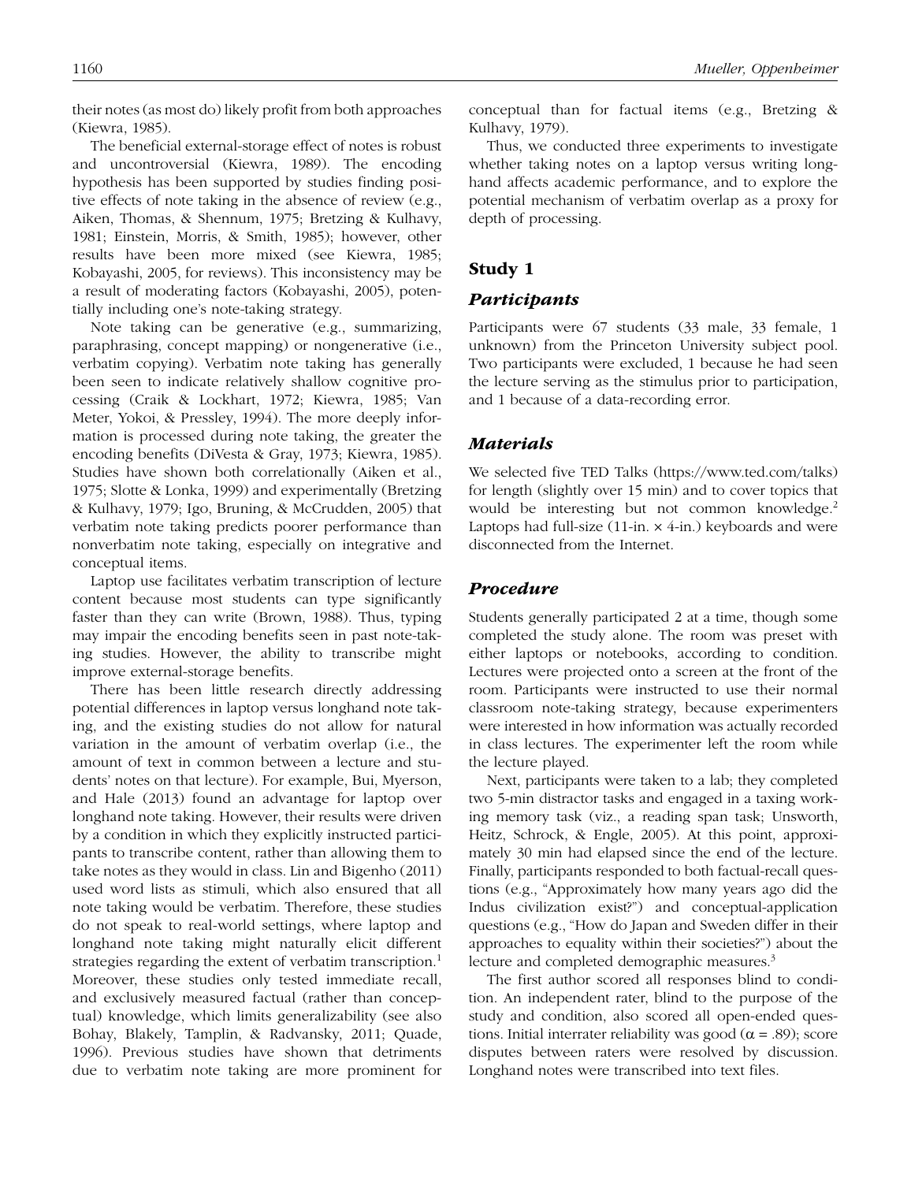their notes (as most do) likely profit from both approaches (Kiewra, 1985).

The beneficial external-storage effect of notes is robust and uncontroversial (Kiewra, 1989). The encoding hypothesis has been supported by studies finding positive effects of note taking in the absence of review (e.g., Aiken, Thomas, & Shennum, 1975; Bretzing & Kulhavy, 1981; Einstein, Morris, & Smith, 1985); however, other results have been more mixed (see Kiewra, 1985; Kobayashi, 2005, for reviews). This inconsistency may be a result of moderating factors (Kobayashi, 2005), potentially including one's note-taking strategy.

Note taking can be generative (e.g., summarizing, paraphrasing, concept mapping) or nongenerative (i.e., verbatim copying). Verbatim note taking has generally been seen to indicate relatively shallow cognitive processing (Craik & Lockhart, 1972; Kiewra, 1985; Van Meter, Yokoi, & Pressley, 1994). The more deeply information is processed during note taking, the greater the encoding benefits (DiVesta & Gray, 1973; Kiewra, 1985). Studies have shown both correlationally (Aiken et al., 1975; Slotte & Lonka, 1999) and experimentally (Bretzing & Kulhavy, 1979; Igo, Bruning, & McCrudden, 2005) that verbatim note taking predicts poorer performance than nonverbatim note taking, especially on integrative and conceptual items.

Laptop use facilitates verbatim transcription of lecture content because most students can type significantly faster than they can write (Brown, 1988). Thus, typing may impair the encoding benefits seen in past note-taking studies. However, the ability to transcribe might improve external-storage benefits.

There has been little research directly addressing potential differences in laptop versus longhand note taking, and the existing studies do not allow for natural variation in the amount of verbatim overlap (i.e., the amount of text in common between a lecture and students' notes on that lecture). For example, Bui, Myerson, and Hale (2013) found an advantage for laptop over longhand note taking. However, their results were driven by a condition in which they explicitly instructed participants to transcribe content, rather than allowing them to take notes as they would in class. Lin and Bigenho (2011) used word lists as stimuli, which also ensured that all note taking would be verbatim. Therefore, these studies do not speak to real-world settings, where laptop and longhand note taking might naturally elicit different strategies regarding the extent of verbatim transcription.[1] Moreover, these studies only tested immediate recall, and exclusively measured factual (rather than conceptual) knowledge, which limits generalizability (see also Bohay, Blakely, Tamplin, & Radvansky, 2011; Quade, 1996). Previous studies have shown that detriments due to verbatim note taking are more prominent for conceptual than for factual items (e.g., Bretzing & Kulhavy, 1979).

Thus, we conducted three experiments to investigate whether taking notes on a laptop versus writing longhand affects academic performance, and to explore the potential mechanism of verbatim overlap as a proxy for depth of processing.

## Study 1

### *Participants*

Participants were 67 students (33 male, 33 female, 1 unknown) from the Princeton University subject pool. Two participants were excluded, 1 because he had seen the lecture serving as the stimulus prior to participation, and 1 because of a data-recording error.

### *Materials*

We selected five TED Talks (https://www.ted.com/talks) for length (slightly over 15 min) and to cover topics that would be interesting but not common knowledge.[2] Laptops had full-size (11-in. × 4-in.) keyboards and were disconnected from the Internet.

### *Procedure*

Students generally participated 2 at a time, though some completed the study alone. The room was preset with either laptops or notebooks, according to condition. Lectures were projected onto a screen at the front of the room. Participants were instructed to use their normal classroom note-taking strategy, because experimenters were interested in how information was actually recorded in class lectures. The experimenter left the room while the lecture played.

Next, participants were taken to a lab; they completed two 5-min distractor tasks and engaged in a taxing working memory task (viz., a reading span task; Unsworth, Heitz, Schrock, & Engle, 2005). At this point, approximately 30 min had elapsed since the end of the lecture. Finally, participants responded to both factual-recall questions (e.g., "Approximately how many years ago did the Indus civilization exist?") and conceptual-application questions (e.g., "How do Japan and Sweden differ in their approaches to equality within their societies?") about the lecture and completed demographic measures.[3]

The first author scored all responses blind to condition. An independent rater, blind to the purpose of the study and condition, also scored all open-ended questions. Initial interrater reliability was good ($\alpha = .89$); score disputes between raters were resolved by discussion. Longhand notes were transcribed into text files.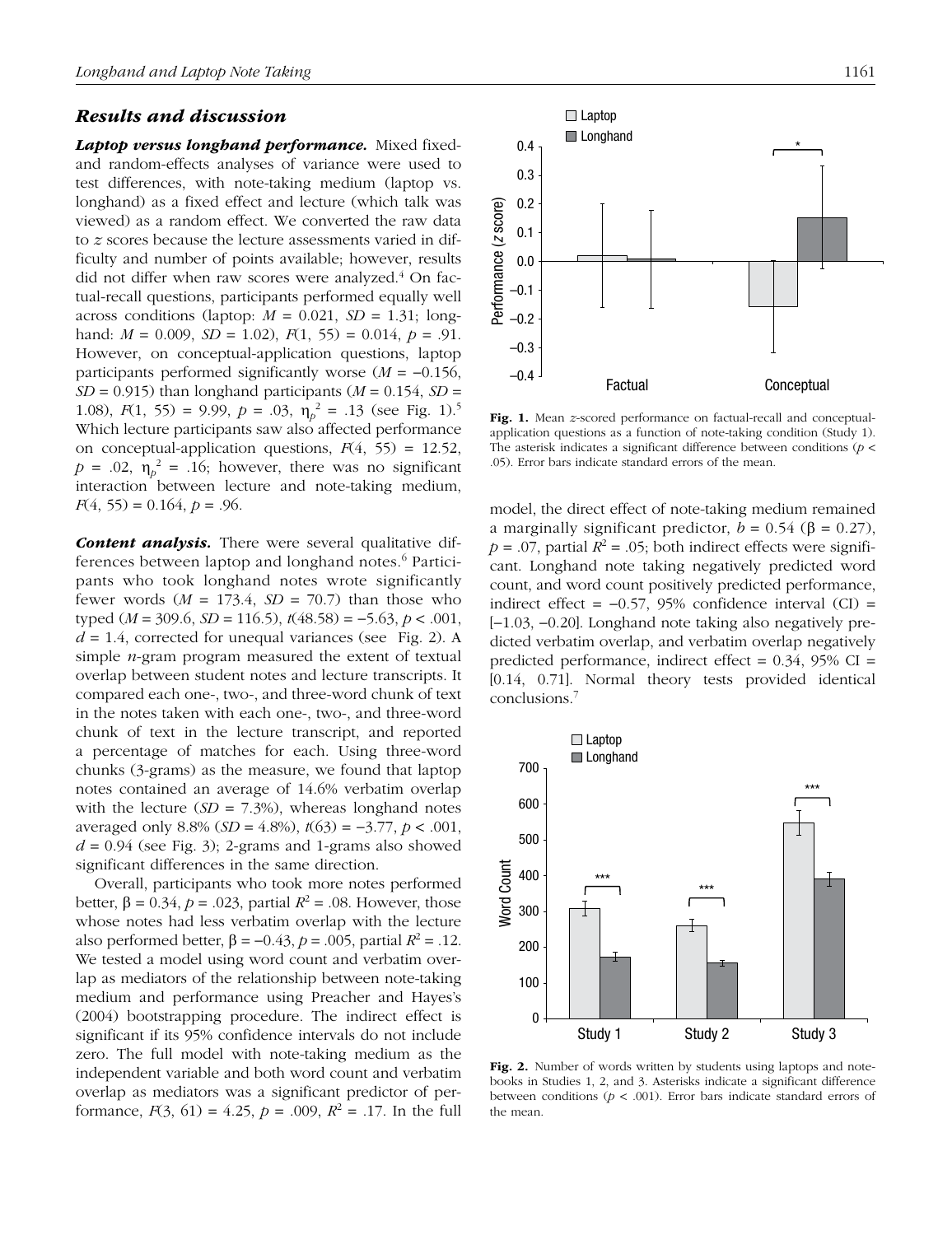### *Results and discussion*

***Laptop versus longhand performance.*** Mixed fixed- and random-effects analyses of variance were used to test differences, with note-taking medium (laptop vs. longhand) as a fixed effect and lecture (which talk was viewed) as a random effect. We converted the raw data to *z* scores because the lecture assessments varied in difficulty and number of points available; however, results did not differ when raw scores were analyzed.[4] On factual-recall questions, participants performed equally well across conditions (laptop: $M = 0.021$, $SD = 1.31$; longhand: $M = 0.009$, $SD = 1.02$), $F(1, 55) = 0.014$, $p = .91$. However, on conceptual-application questions, laptop participants performed significantly worse ($M = -0.156$, $SD = 0.915$) than longhand participants ($M = 0.154$, $SD = 1.08$), $F(1, 55) = 9.99$, $p = .03$, $\eta_p^2 = .13$ (see Fig. 1).[5] Which lecture participants saw also affected performance on conceptual-application questions, $F(4, 55) = 12.52$, $p = .02$, $\eta_p^2 = .16$; however, there was no significant interaction between lecture and note-taking medium, $F(4, 55) = 0.164$, $p = .96$.

***Content analysis.*** There were several qualitative differences between laptop and longhand notes.[6] Participants who took longhand notes wrote significantly fewer words ($M = 173.4$, $SD = 70.7$) than those who typed ($M = 309.6$, $SD = 116.5$), $t(48.58) = -5.63$, $p < .001$, $d = 1.4$, corrected for unequal variances (see Fig. 2). A simple *n*-gram program measured the extent of textual overlap between student notes and lecture transcripts. It compared each one-, two-, and three-word chunk of text in the notes taken with each one-, two-, and three-word chunk of text in the lecture transcript, and reported a percentage of matches for each. Using three-word chunks (3-grams) as the measure, we found that laptop notes contained an average of 14.6% verbatim overlap with the lecture ($SD = 7.3\%$), whereas longhand notes averaged only 8.8% ($SD = 4.8\%$), $t(63) = -3.77$, $p < .001$, $d = 0.94$ (see Fig. 3); 2-grams and 1-grams also showed significant differences in the same direction.

Overall, participants who took more notes performed better, $\beta = 0.34$, $p = .023$, partial $R^2 = .08$. However, those whose notes had less verbatim overlap with the lecture also performed better, $\beta = -0.43$, $p = .005$, partial $R^2 = .12$. We tested a model using word count and verbatim overlap as mediators of the relationship between note-taking medium and performance using Preacher and Hayes's (2004) bootstrapping procedure. The indirect effect is significant if its 95% confidence intervals do not include zero. The full model with note-taking medium as the independent variable and both word count and verbatim overlap as mediators was a significant predictor of performance, $F(3, 61) = 4.25$, $p = .009$, $R^2 = .17$. In the full model, the direct effect of note-taking medium remained a marginally significant predictor, $b = 0.54$ ($\beta = 0.27$), $p = .07$, partial $R^2 = .05$; both indirect effects were significant. Longhand note taking negatively predicted word count, and word count positively predicted performance, indirect effect = −0.57, 95% confidence interval (CI) = [−1.03, −0.20]. Longhand note taking also negatively predicted verbatim overlap, and verbatim overlap negatively predicted performance, indirect effect = 0.34, 95% CI = [0.14, 0.71]. Normal theory tests provided identical conclusions.[7]

**Fig. 1.** Mean *z*-scored performance on factual-recall and conceptual-application questions as a function of note-taking condition (Study 1). The asterisk indicates a significant difference between conditions ($p < .05$). Error bars indicate standard errors of the mean.

**Fig. 2.** Number of words written by students using laptops and notebooks in Studies 1, 2, and 3. Asterisks indicate a significant difference between conditions ($p < .001$). Error bars indicate standard errors of the mean.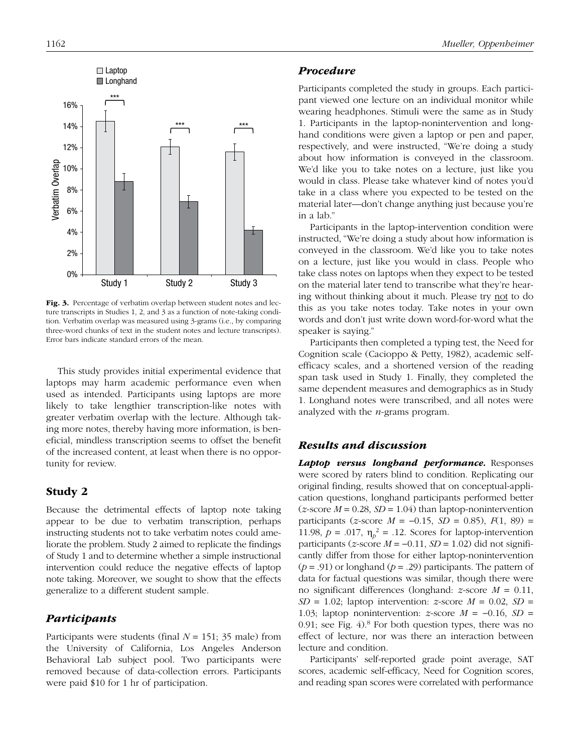Fig. 3. Percentage of verbatim overlap between student notes and lecture transcripts in Studies 1, 2, and 3 as a function of note-taking condition. Verbatim overlap was measured using 3-grams (i.e., by comparing three-word chunks of text in the student notes and lecture transcripts). Error bars indicate standard errors of the mean.

This study provides initial experimental evidence that laptops may harm academic performance even when used as intended. Participants using laptops are more likely to take lengthier transcription-like notes with greater verbatim overlap with the lecture. Although taking more notes, thereby having more information, is beneficial, mindless transcription seems to offset the benefit of the increased content, at least when there is no opportunity for review.

## Study 2

Because the detrimental effects of laptop note taking appear to be due to verbatim transcription, perhaps instructing students not to take verbatim notes could ameliorate the problem. Study 2 aimed to replicate the findings of Study 1 and to determine whether a simple instructional intervention could reduce the negative effects of laptop note taking. Moreover, we sought to show that the effects generalize to a different student sample.

### *Participants*

Participants were students (final $N = 151$; 35 male) from the University of California, Los Angeles Anderson Behavioral Lab subject pool. Two participants were removed because of data-collection errors. Participants were paid \$10 for 1 hr of participation.

### *Procedure*

Participants completed the study in groups. Each participant viewed one lecture on an individual monitor while wearing headphones. Stimuli were the same as in Study 1. Participants in the laptop-nonintervention and longhand conditions were given a laptop or pen and paper, respectively, and were instructed, "We're doing a study about how information is conveyed in the classroom. We'd like you to take notes on a lecture, just like you would in class. Please take whatever kind of notes you'd take in a class where you expected to be tested on the material later—don't change anything just because you're in a lab."

Participants in the laptop-intervention condition were instructed, "We're doing a study about how information is conveyed in the classroom. We'd like you to take notes on a lecture, just like you would in class. People who take class notes on laptops when they expect to be tested on the material later tend to transcribe what they're hearing without thinking about it much. Please try not to do this as you take notes today. Take notes in your own words and don't just write down word-for-word what the speaker is saying."

Participants then completed a typing test, the Need for Cognition scale (Cacioppo & Petty, 1982), academic self-efficacy scales, and a shortened version of the reading span task used in Study 1. Finally, they completed the same dependent measures and demographics as in Study 1. Longhand notes were transcribed, and all notes were analyzed with the *n*-grams program.

### *Results and discussion*

***Laptop versus longhand performance.*** Responses were scored by raters blind to condition. Replicating our original finding, results showed that on conceptual-application questions, longhand participants performed better ($z$-score $M = 0.28$, $SD = 1.04$) than laptop-nonintervention participants ($z$-score $M = -0.15$, $SD = 0.85$), $F(1, 89) = 11.98$, $p = .017$, $\eta_p^2 = .12$. Scores for laptop-intervention participants ($z$-score $M = -0.11$, $SD = 1.02$) did not significantly differ from those for either laptop-nonintervention ($p = .91$) or longhand ($p = .29$) participants. The pattern of data for factual questions was similar, though there were no significant differences (longhand: $z$-score $M = 0.11$, $SD = 1.02$; laptop intervention: $z$-score $M = 0.02$, $SD = 1.03$; laptop nonintervention: $z$-score $M = -0.16$, $SD = 0.91$; see Fig. 4).[8] For both question types, there was no effect of lecture, nor was there an interaction between lecture and condition.

Participants' self-reported grade point average, SAT scores, academic self-efficacy, Need for Cognition scores, and reading span scores were correlated with performance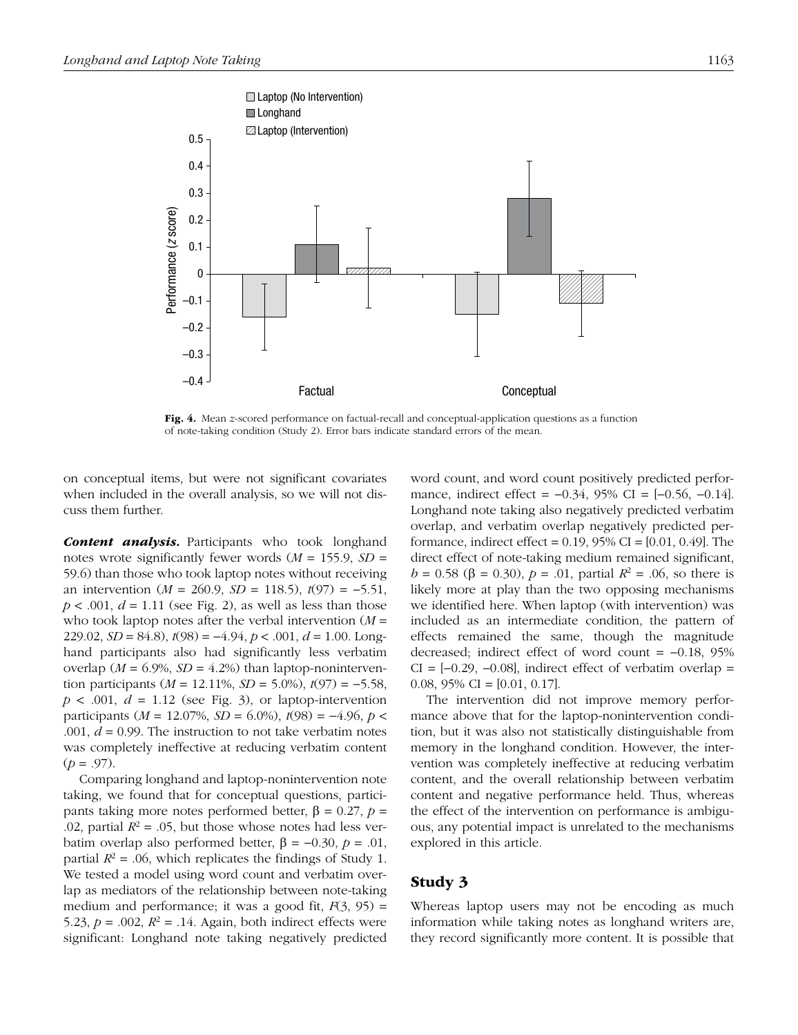Fig. 4. Mean *z*-scored performance on factual-recall and conceptual-application questions as a function of note-taking condition (Study 2). Error bars indicate standard errors of the mean.

on conceptual items, but were not significant covariates when included in the overall analysis, so we will not discuss them further.

***Content analysis.*** Participants who took longhand notes wrote significantly fewer words ($M$ = 155.9, $SD$ = 59.6) than those who took laptop notes without receiving an intervention ($M$ = 260.9, $SD$ = 118.5), $t(97) = -5.51$, $p < .001$, $d$ = 1.11 (see Fig. 2), as well as less than those who took laptop notes after the verbal intervention ($M$ = 229.02, $SD$ = 84.8), $t(98) = -4.94$, $p < .001$, $d$ = 1.00. Longhand participants also had significantly less verbatim overlap ($M$ = 6.9%, $SD$ = 4.2%) than laptop-nonintervention participants ($M$ = 12.11%, $SD$ = 5.0%), $t(97) = -5.58$, $p < .001$, $d$ = 1.12 (see Fig. 3), or laptop-intervention participants ($M$ = 12.07%, $SD$ = 6.0%), $t(98) = -4.96$, $p < .001$, $d$ = 0.99. The instruction to not take verbatim notes was completely ineffective at reducing verbatim content ($p$ = .97).

Comparing longhand and laptop-nonintervention note taking, we found that for conceptual questions, participants taking more notes performed better, $\beta$ = 0.27, $p$ = .02, partial $R^2$ = .05, but those whose notes had less verbatim overlap also performed better, $\beta = -0.30$, $p$ = .01, partial $R^2$ = .06, which replicates the findings of Study 1. We tested a model using word count and verbatim overlap as mediators of the relationship between note-taking medium and performance; it was a good fit, $F(3, 95)$ = 5.23, $p$ = .002, $R^2$ = .14. Again, both indirect effects were significant: Longhand note taking negatively predicted word count, and word count positively predicted performance, indirect effect = −0.34, 95% CI = [−0.56, −0.14]. Longhand note taking also negatively predicted verbatim overlap, and verbatim overlap negatively predicted performance, indirect effect = 0.19, 95% CI = [0.01, 0.49]. The direct effect of note-taking medium remained significant, $b$ = 0.58 ($\beta$ = 0.30), $p$ = .01, partial $R^2$ = .06, so there is likely more at play than the two opposing mechanisms we identified here. When laptop (with intervention) was included as an intermediate condition, the pattern of effects remained the same, though the magnitude decreased; indirect effect of word count = −0.18, 95% CI = [−0.29, −0.08], indirect effect of verbatim overlap = 0.08, 95% CI = [0.01, 0.17].

The intervention did not improve memory performance above that for the laptop-nonintervention condition, but it was also not statistically distinguishable from memory in the longhand condition. However, the intervention was completely ineffective at reducing verbatim content, and the overall relationship between verbatim content and negative performance held. Thus, whereas the effect of the intervention on performance is ambiguous, any potential impact is unrelated to the mechanisms explored in this article.

## Study 3

Whereas laptop users may not be encoding as much information while taking notes as longhand writers are, they record significantly more content. It is possible that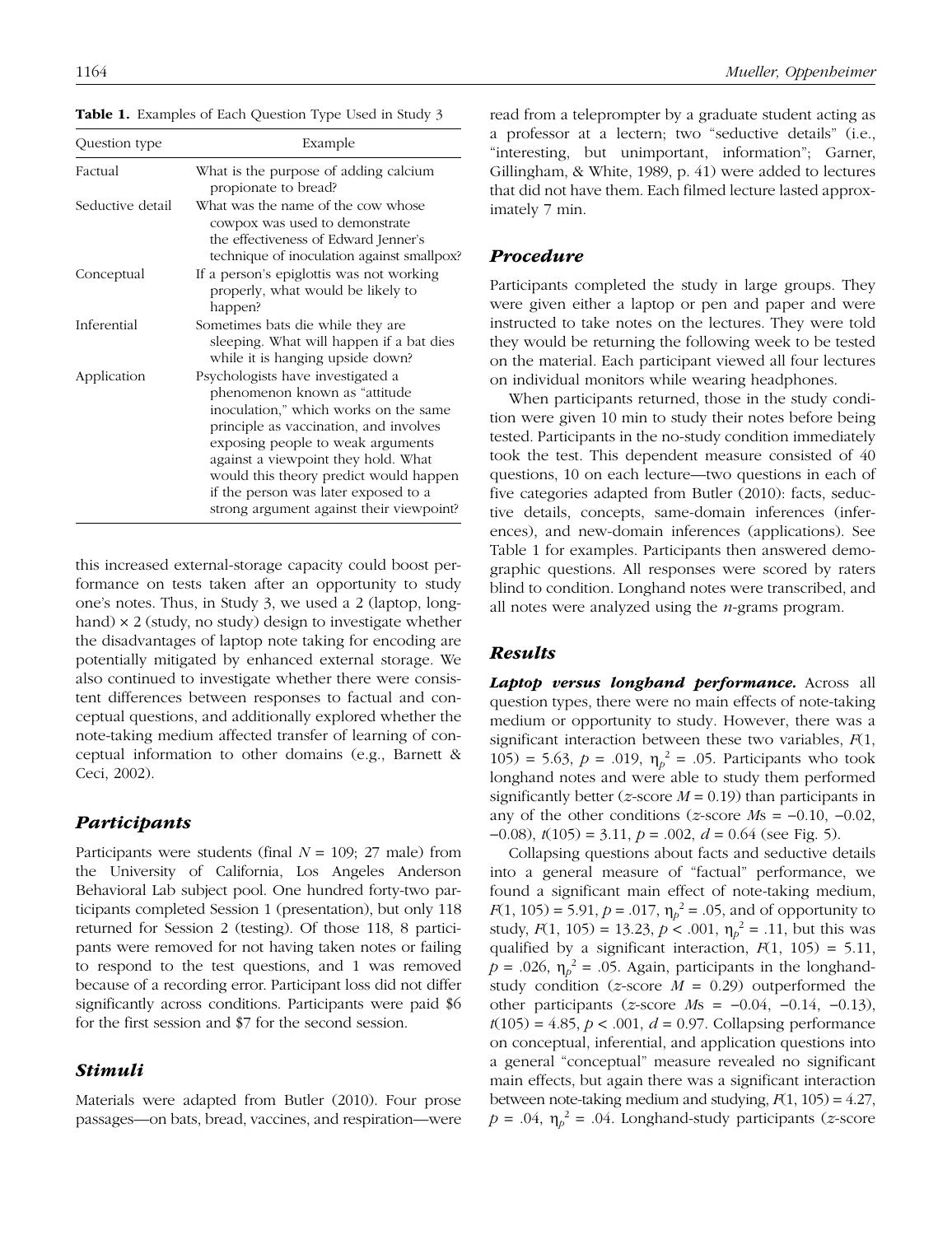**Table 1.** Examples of Each Question Type Used in Study 3

| Question type | Example |
| --- | --- |
| Factual | What is the purpose of adding calcium propionate to bread? |
| Seductive detail | What was the name of the cow whose cowpox was used to demonstrate the effectiveness of Edward Jenner's technique of inoculation against smallpox? |
| Conceptual | If a person's epiglottis was not working properly, what would be likely to happen? |
| Inferential | Sometimes bats die while they are sleeping. What will happen if a bat dies while it is hanging upside down? |
| Application | Psychologists have investigated a phenomenon known as "attitude inoculation," which works on the same principle as vaccination, and involves exposing people to weak arguments against a viewpoint they hold. What would this theory predict would happen if the person was later exposed to a strong argument against their viewpoint? |

this increased external-storage capacity could boost performance on tests taken after an opportunity to study one's notes. Thus, in Study 3, we used a 2 (laptop, longhand) × 2 (study, no study) design to investigate whether the disadvantages of laptop note taking for encoding are potentially mitigated by enhanced external storage. We also continued to investigate whether there were consistent differences between responses to factual and conceptual questions, and additionally explored whether the note-taking medium affected transfer of learning of conceptual information to other domains (e.g., Barnett & Ceci, 2002).

## Participants

Participants were students (final $N = 109$; 27 male) from the University of California, Los Angeles Anderson Behavioral Lab subject pool. One hundred forty-two participants completed Session 1 (presentation), but only 118 returned for Session 2 (testing). Of those 118, 8 participants were removed for not having taken notes or failing to respond to the test questions, and 1 was removed because of a recording error. Participant loss did not differ significantly across conditions. Participants were paid \$6 for the first session and \$7 for the second session.

## Stimuli

Materials were adapted from Butler (2010). Four prose passages—on bats, bread, vaccines, and respiration—were read from a teleprompter by a graduate student acting as a professor at a lectern; two "seductive details" (i.e., "interesting, but unimportant, information"; Garner, Gillingham, & White, 1989, p. 41) were added to lectures that did not have them. Each filmed lecture lasted approximately 7 min.

## Procedure

Participants completed the study in large groups. They were given either a laptop or pen and paper and were instructed to take notes on the lectures. They were told they would be returning the following week to be tested on the material. Each participant viewed all four lectures on individual monitors while wearing headphones.

When participants returned, those in the study condition were given 10 min to study their notes before being tested. Participants in the no-study condition immediately took the test. This dependent measure consisted of 40 questions, 10 on each lecture—two questions in each of five categories adapted from Butler (2010): facts, seductive details, concepts, same-domain inferences (inferences), and new-domain inferences (applications). See Table 1 for examples. Participants then answered demographic questions. All responses were scored by raters blind to condition. Longhand notes were transcribed, and all notes were analyzed using the *n*-grams program.

## Results

***Laptop versus longhand performance.*** Across all question types, there were no main effects of note-taking medium or opportunity to study. However, there was a significant interaction between these two variables, $F(1, 105) = 5.63$, $p = .019$, $\eta_p^2 = .05$. Participants who took longhand notes and were able to study them performed significantly better ($z$-score $M = 0.19$) than participants in any of the other conditions ($z$-score $M$s = −0.10, −0.02, −0.08), $t(105) = 3.11$, $p = .002$, $d = 0.64$ (see Fig. 5).

Collapsing questions about facts and seductive details into a general measure of "factual" performance, we found a significant main effect of note-taking medium, $F(1, 105) = 5.91$, $p = .017$, $\eta_p^2 = .05$, and of opportunity to study, $F(1, 105) = 13.23$, $p < .001$, $\eta_p^2 = .11$, but this was qualified by a significant interaction, $F(1, 105) = 5.11$, $p = .026$, $\eta_p^2 = .05$. Again, participants in the longhand-study condition ($z$-score $M = 0.29$) outperformed the other participants ($z$-score $M$s = −0.04, −0.14, −0.13), $t(105) = 4.85$, $p < .001$, $d = 0.97$. Collapsing performance on conceptual, inferential, and application questions into a general "conceptual" measure revealed no significant main effects, but again there was a significant interaction between note-taking medium and studying, $F(1, 105) = 4.27$, $p = .04$, $\eta_p^2 = .04$. Longhand-study participants ($z$-score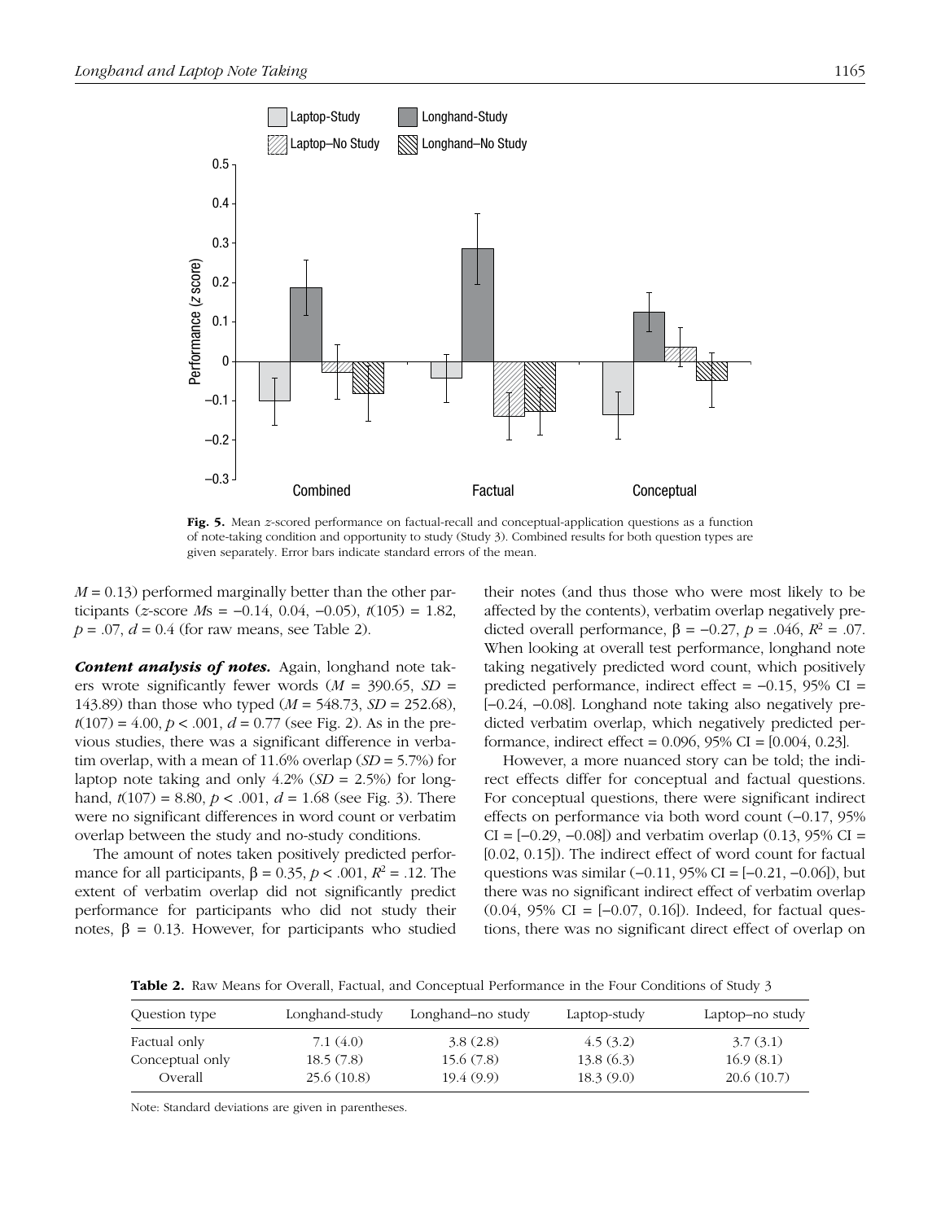Fig. 5. Mean *z*-scored performance on factual-recall and conceptual-application questions as a function of note-taking condition and opportunity to study (Study 3). Combined results for both question types are given separately. Error bars indicate standard errors of the mean.

$M = 0.13$) performed marginally better than the other participants (*z*-score *M*s = −0.14, 0.04, −0.05), $t(105) = 1.82$, $p = .07$, $d = 0.4$ (for raw means, see Table 2).

***Content analysis of notes.*** Again, longhand note takers wrote significantly fewer words ($M = 390.65$, $SD = 143.89$) than those who typed ($M = 548.73$, $SD = 252.68$), $t(107) = 4.00$, $p < .001$, $d = 0.77$ (see Fig. 2). As in the previous studies, there was a significant difference in verbatim overlap, with a mean of 11.6% overlap ($SD = 5.7\%$) for laptop note taking and only 4.2% ($SD = 2.5\%$) for longhand, $t(107) = 8.80$, $p < .001$, $d = 1.68$ (see Fig. 3). There were no significant differences in word count or verbatim overlap between the study and no-study conditions.

The amount of notes taken positively predicted performance for all participants, $\beta = 0.35$, $p < .001$, $R^2 = .12$. The extent of verbatim overlap did not significantly predict performance for participants who did not study their notes, $\beta = 0.13$. However, for participants who studied their notes (and thus those who were most likely to be affected by the contents), verbatim overlap negatively predicted overall performance, $\beta = -0.27$, $p = .046$, $R^2 = .07$. When looking at overall test performance, longhand note taking negatively predicted word count, which positively predicted performance, indirect effect = −0.15, 95% CI = [−0.24, −0.08]. Longhand note taking also negatively predicted verbatim overlap, which negatively predicted performance, indirect effect = 0.096, 95% CI = [0.004, 0.23].

However, a more nuanced story can be told; the indirect effects differ for conceptual and factual questions. For conceptual questions, there were significant indirect effects on performance via both word count (−0.17, 95% CI = [−0.29, −0.08]) and verbatim overlap (0.13, 95% CI = [0.02, 0.15]). The indirect effect of word count for factual questions was similar (−0.11, 95% CI = [−0.21, −0.06]), but there was no significant indirect effect of verbatim overlap (0.04, 95% CI = [−0.07, 0.16]). Indeed, for factual questions, there was no significant direct effect of overlap on

**Table 2.** Raw Means for Overall, Factual, and Conceptual Performance in the Four Conditions of Study 3

| Question type | Longhand-study | Longhand–no study | Laptop-study | Laptop–no study |
|---|---|---|---|---|
| Factual only | 7.1 (4.0) | 3.8 (2.8) | 4.5 (3.2) | 3.7 (3.1) |
| Conceptual only | 18.5 (7.8) | 15.6 (7.8) | 13.8 (6.3) | 16.9 (8.1) |
| Overall | 25.6 (10.8) | 19.4 (9.9) | 18.3 (9.0) | 20.6 (10.7) |

Note: Standard deviations are given in parentheses.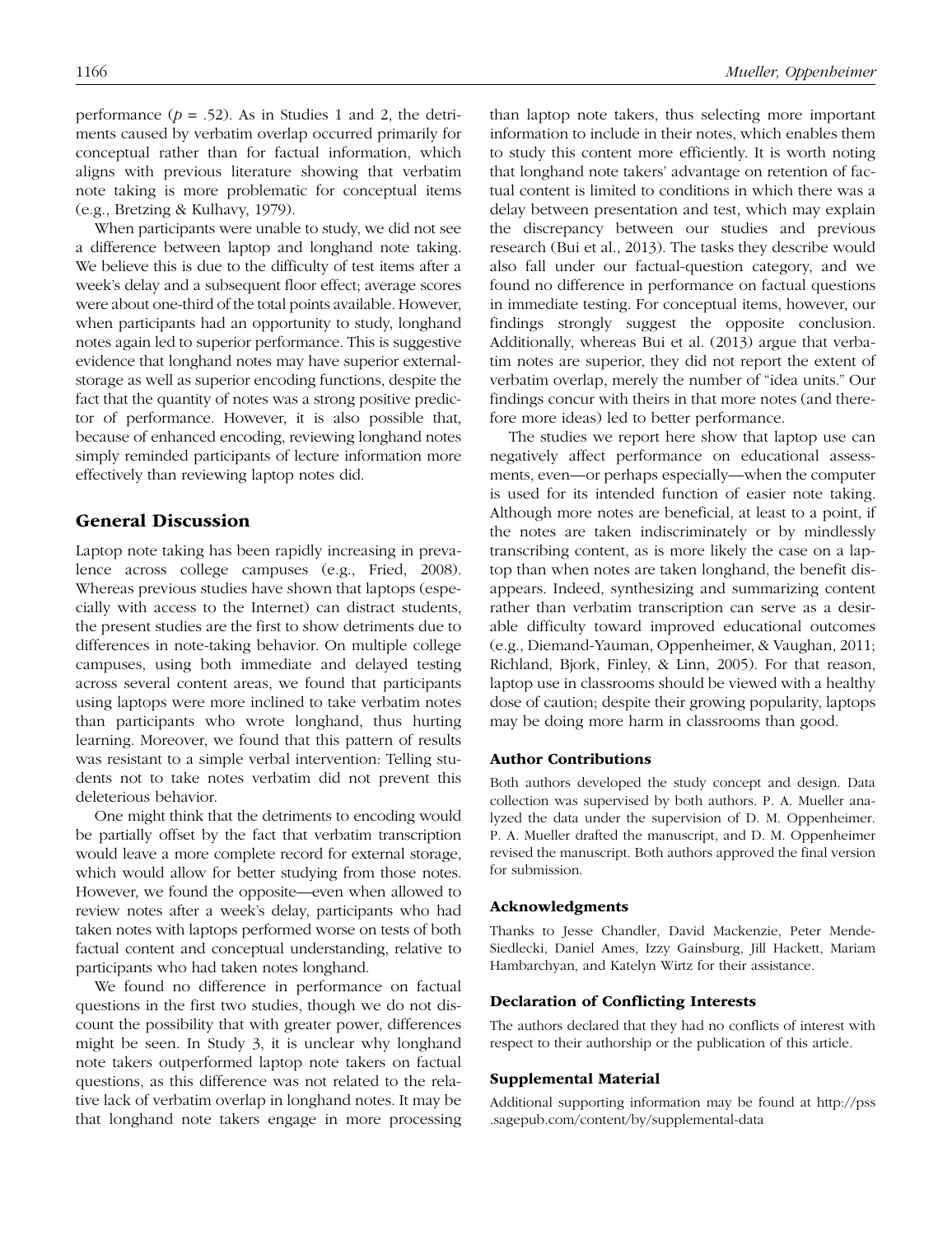performance ($p$ = .52). As in Studies 1 and 2, the detriments caused by verbatim overlap occurred primarily for conceptual rather than for factual information, which aligns with previous literature showing that verbatim note taking is more problematic for conceptual items (e.g., Bretzing & Kulhavy, 1979).

When participants were unable to study, we did not see a difference between laptop and longhand note taking. We believe this is due to the difficulty of test items after a week's delay and a subsequent floor effect; average scores were about one-third of the total points available. However, when participants had an opportunity to study, longhand notes again led to superior performance. This is suggestive evidence that longhand notes may have superior external-storage as well as superior encoding functions, despite the fact that the quantity of notes was a strong positive predictor of performance. However, it is also possible that, because of enhanced encoding, reviewing longhand notes simply reminded participants of lecture information more effectively than reviewing laptop notes did.

## General Discussion

Laptop note taking has been rapidly increasing in prevalence across college campuses (e.g., Fried, 2008). Whereas previous studies have shown that laptops (especially with access to the Internet) can distract students, the present studies are the first to show detriments due to differences in note-taking behavior. On multiple college campuses, using both immediate and delayed testing across several content areas, we found that participants using laptops were more inclined to take verbatim notes than participants who wrote longhand, thus hurting learning. Moreover, we found that this pattern of results was resistant to a simple verbal intervention: Telling students not to take notes verbatim did not prevent this deleterious behavior.

One might think that the detriments to encoding would be partially offset by the fact that verbatim transcription would leave a more complete record for external storage, which would allow for better studying from those notes. However, we found the opposite—even when allowed to review notes after a week's delay, participants who had taken notes with laptops performed worse on tests of both factual content and conceptual understanding, relative to participants who had taken notes longhand.

We found no difference in performance on factual questions in the first two studies, though we do not discount the possibility that with greater power, differences might be seen. In Study 3, it is unclear why longhand note takers outperformed laptop note takers on factual questions, as this difference was not related to the relative lack of verbatim overlap in longhand notes. It may be that longhand note takers engage in more processing than laptop note takers, thus selecting more important information to include in their notes, which enables them to study this content more efficiently. It is worth noting that longhand note takers' advantage on retention of factual content is limited to conditions in which there was a delay between presentation and test, which may explain the discrepancy between our studies and previous research (Bui et al., 2013). The tasks they describe would also fall under our factual-question category, and we found no difference in performance on factual questions in immediate testing. For conceptual items, however, our findings strongly suggest the opposite conclusion. Additionally, whereas Bui et al. (2013) argue that verbatim notes are superior, they did not report the extent of verbatim overlap, merely the number of "idea units." Our findings concur with theirs in that more notes (and therefore more ideas) led to better performance.

The studies we report here show that laptop use can negatively affect performance on educational assessments, even—or perhaps especially—when the computer is used for its intended function of easier note taking. Although more notes are beneficial, at least to a point, if the notes are taken indiscriminately or by mindlessly transcribing content, as is more likely the case on a laptop than when notes are taken longhand, the benefit disappears. Indeed, synthesizing and summarizing content rather than verbatim transcription can serve as a desirable difficulty toward improved educational outcomes (e.g., Diemand-Yauman, Oppenheimer, & Vaughan, 2011; Richland, Bjork, Finley, & Linn, 2005). For that reason, laptop use in classrooms should be viewed with a healthy dose of caution; despite their growing popularity, laptops may be doing more harm in classrooms than good.

### Author Contributions

Both authors developed the study concept and design. Data collection was supervised by both authors. P. A. Mueller analyzed the data under the supervision of D. M. Oppenheimer. P. A. Mueller drafted the manuscript, and D. M. Oppenheimer revised the manuscript. Both authors approved the final version for submission.

### Acknowledgments

Thanks to Jesse Chandler, David Mackenzie, Peter Mende-Siedlecki, Daniel Ames, Izzy Gainsburg, Jill Hackett, Mariam Hambarchyan, and Katelyn Wirtz for their assistance.

### Declaration of Conflicting Interests

The authors declared that they had no conflicts of interest with respect to their authorship or the publication of this article.

### Supplemental Material

Additional supporting information may be found at http://pss.sagepub.com/content/by/supplemental-data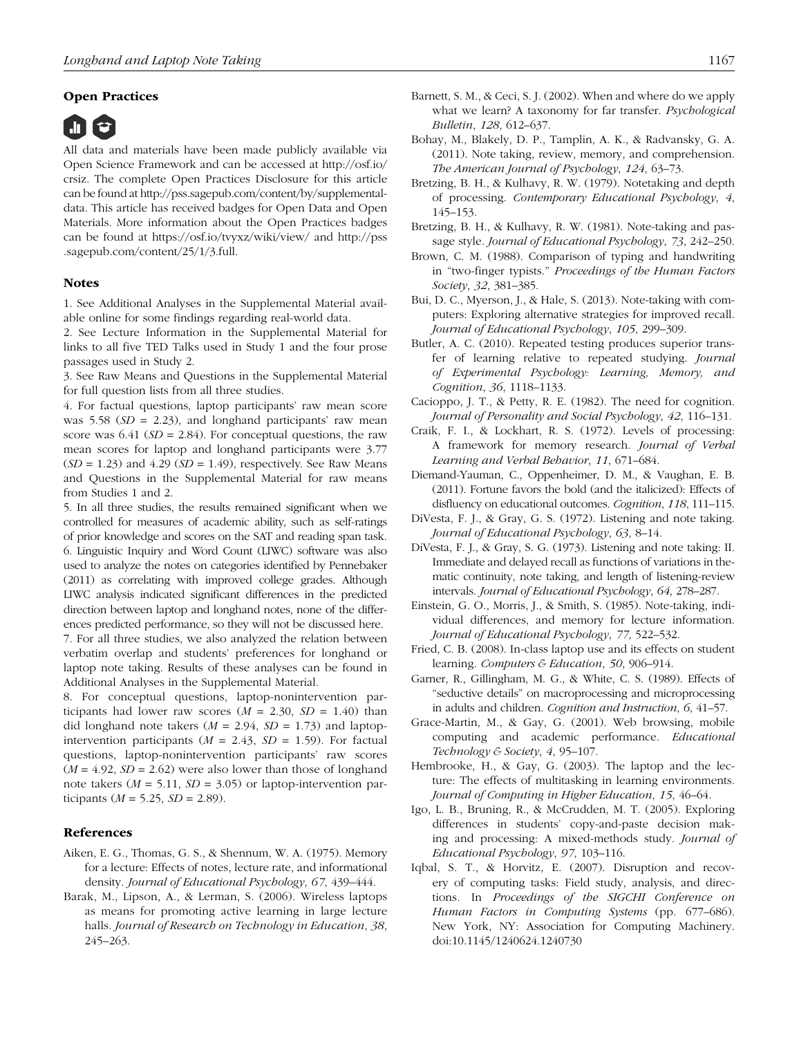## Open Practices

All data and materials have been made publicly available via Open Science Framework and can be accessed at http://osf.io/crsiz. The complete Open Practices Disclosure for this article can be found at http://pss.sagepub.com/content/by/supplemental-data. This article has received badges for Open Data and Open Materials. More information about the Open Practices badges can be found at https://osf.io/tvyxz/wiki/view/ and http://pss.sagepub.com/content/25/1/3.full.

## Notes

1. See Additional Analyses in the Supplemental Material available online for some findings regarding real-world data.
2. See Lecture Information in the Supplemental Material for links to all five TED Talks used in Study 1 and the four prose passages used in Study 2.
3. See Raw Means and Questions in the Supplemental Material for full question lists from all three studies.
4. For factual questions, laptop participants' raw mean score was 5.58 ($SD$ = 2.23), and longhand participants' raw mean score was 6.41 ($SD$ = 2.84). For conceptual questions, the raw mean scores for laptop and longhand participants were 3.77 ($SD$ = 1.23) and 4.29 ($SD$ = 1.49), respectively. See Raw Means and Questions in the Supplemental Material for raw means from Studies 1 and 2.
5. In all three studies, the results remained significant when we controlled for measures of academic ability, such as self-ratings of prior knowledge and scores on the SAT and reading span task.
6. Linguistic Inquiry and Word Count (LIWC) software was also used to analyze the notes on categories identified by Pennebaker (2011) as correlating with improved college grades. Although LIWC analysis indicated significant differences in the predicted direction between laptop and longhand notes, none of the differences predicted performance, so they will not be discussed here.
7. For all three studies, we also analyzed the relation between verbatim overlap and students' preferences for longhand or laptop note taking. Results of these analyses can be found in Additional Analyses in the Supplemental Material.
8. For conceptual questions, laptop-nonintervention participants had lower raw scores ($M$ = 2.30, $SD$ = 1.40) than did longhand note takers ($M$ = 2.94, $SD$ = 1.73) and laptop-intervention participants ($M$ = 2.43, $SD$ = 1.59). For factual questions, laptop-nonintervention participants' raw scores ($M$ = 4.92, $SD$ = 2.62) were also lower than those of longhand note takers ($M$ = 5.11, $SD$ = 3.05) or laptop-intervention participants ($M$ = 5.25, $SD$ = 2.89).

## References

Aiken, E. G., Thomas, G. S., & Shennum, W. A. (1975). Memory for a lecture: Effects of notes, lecture rate, and informational density. *Journal of Educational Psychology*, *67*, 439–444.

Barak, M., Lipson, A., & Lerman, S. (2006). Wireless laptops as means for promoting active learning in large lecture halls. *Journal of Research on Technology in Education*, *38*, 245–263.

Barnett, S. M., & Ceci, S. J. (2002). When and where do we apply what we learn? A taxonomy for far transfer. *Psychological Bulletin*, *128*, 612–637.

Bohay, M., Blakely, D. P., Tamplin, A. K., & Radvansky, G. A. (2011). Note taking, review, memory, and comprehension. *The American Journal of Psychology*, *124*, 63–73.

Bretzing, B. H., & Kulhavy, R. W. (1979). Notetaking and depth of processing. *Contemporary Educational Psychology*, *4*, 145–153.

Bretzing, B. H., & Kulhavy, R. W. (1981). Note-taking and passage style. *Journal of Educational Psychology*, *73*, 242–250.

Brown, C. M. (1988). Comparison of typing and handwriting in "two-finger typists." *Proceedings of the Human Factors Society*, *32*, 381–385.

Bui, D. C., Myerson, J., & Hale, S. (2013). Note-taking with computers: Exploring alternative strategies for improved recall. *Journal of Educational Psychology*, *105*, 299–309.

Butler, A. C. (2010). Repeated testing produces superior transfer of learning relative to repeated studying. *Journal of Experimental Psychology: Learning, Memory, and Cognition*, *36*, 1118–1133.

Cacioppo, J. T., & Petty, R. E. (1982). The need for cognition. *Journal of Personality and Social Psychology*, *42*, 116–131.

Craik, F. I., & Lockhart, R. S. (1972). Levels of processing: A framework for memory research. *Journal of Verbal Learning and Verbal Behavior*, *11*, 671–684.

Diemand-Yauman, C., Oppenheimer, D. M., & Vaughan, E. B. (2011). Fortune favors the bold (and the italicized): Effects of disfluency on educational outcomes. *Cognition*, *118*, 111–115.

DiVesta, F. J., & Gray, G. S. (1972). Listening and note taking. *Journal of Educational Psychology*, *63*, 8–14.

DiVesta, F. J., & Gray, S. G. (1973). Listening and note taking: II. Immediate and delayed recall as functions of variations in thematic continuity, note taking, and length of listening-review intervals. *Journal of Educational Psychology*, *64*, 278–287.

Einstein, G. O., Morris, J., & Smith, S. (1985). Note-taking, individual differences, and memory for lecture information. *Journal of Educational Psychology*, *77*, 522–532.

Fried, C. B. (2008). In-class laptop use and its effects on student learning. *Computers & Education*, *50*, 906–914.

Garner, R., Gillingham, M. G., & White, C. S. (1989). Effects of "seductive details" on macroprocessing and microprocessing in adults and children. *Cognition and Instruction*, *6*, 41–57.

Grace-Martin, M., & Gay, G. (2001). Web browsing, mobile computing and academic performance. *Educational Technology & Society*, *4*, 95–107.

Hembrooke, H., & Gay, G. (2003). The laptop and the lecture: The effects of multitasking in learning environments. *Journal of Computing in Higher Education*, *15*, 46–64.

Igo, L. B., Bruning, R., & McCrudden, M. T. (2005). Exploring differences in students' copy-and-paste decision making and processing: A mixed-methods study. *Journal of Educational Psychology*, *97*, 103–116.

Iqbal, S. T., & Horvitz, E. (2007). Disruption and recovery of computing tasks: Field study, analysis, and directions. In *Proceedings of the SIGCHI Conference on Human Factors in Computing Systems* (pp. 677–686). New York, NY: Association for Computing Machinery. doi:10.1145/1240624.1240730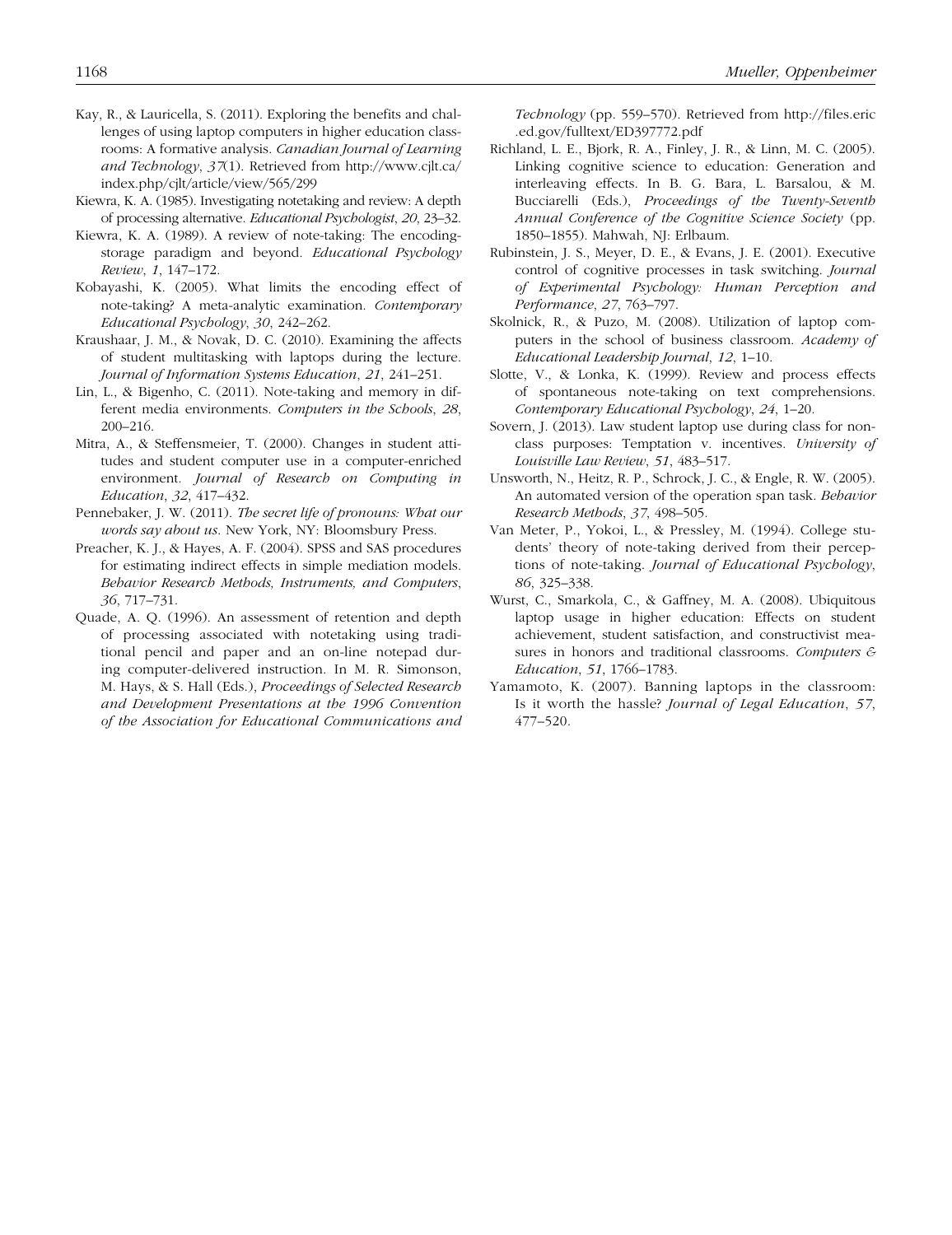Kay, R., & Lauricella, S. (2011). Exploring the benefits and challenges of using laptop computers in higher education classrooms: A formative analysis. *Canadian Journal of Learning and Technology*, *37*(1). Retrieved from http://www.cjlt.ca/index.php/cjlt/article/view/565/299

Kiewra, K. A. (1985). Investigating notetaking and review: A depth of processing alternative. *Educational Psychologist*, *20*, 23–32.

Kiewra, K. A. (1989). A review of note-taking: The encoding-storage paradigm and beyond. *Educational Psychology Review*, *1*, 147–172.

Kobayashi, K. (2005). What limits the encoding effect of note-taking? A meta-analytic examination. *Contemporary Educational Psychology*, *30*, 242–262.

Kraushaar, J. M., & Novak, D. C. (2010). Examining the affects of student multitasking with laptops during the lecture. *Journal of Information Systems Education*, *21*, 241–251.

Lin, L., & Bigenho, C. (2011). Note-taking and memory in different media environments. *Computers in the Schools*, *28*, 200–216.

Mitra, A., & Steffensmeier, T. (2000). Changes in student attitudes and student computer use in a computer-enriched environment. *Journal of Research on Computing in Education*, *32*, 417–432.

Pennebaker, J. W. (2011). *The secret life of pronouns: What our words say about us*. New York, NY: Bloomsbury Press.

Preacher, K. J., & Hayes, A. F. (2004). SPSS and SAS procedures for estimating indirect effects in simple mediation models. *Behavior Research Methods, Instruments, and Computers*, *36*, 717–731.

Quade, A. Q. (1996). An assessment of retention and depth of processing associated with notetaking using traditional pencil and paper and an on-line notepad during computer-delivered instruction. In M. R. Simonson, M. Hays, & S. Hall (Eds.), *Proceedings of Selected Research and Development Presentations at the 1996 Convention of the Association for Educational Communications and Technology* (pp. 559–570). Retrieved from http://files.eric.ed.gov/fulltext/ED397772.pdf

Richland, L. E., Bjork, R. A., Finley, J. R., & Linn, M. C. (2005). Linking cognitive science to education: Generation and interleaving effects. In B. G. Bara, L. Barsalou, & M. Bucciarelli (Eds.), *Proceedings of the Twenty-Seventh Annual Conference of the Cognitive Science Society* (pp. 1850–1855). Mahwah, NJ: Erlbaum.

Rubinstein, J. S., Meyer, D. E., & Evans, J. E. (2001). Executive control of cognitive processes in task switching. *Journal of Experimental Psychology: Human Perception and Performance*, *27*, 763–797.

Skolnick, R., & Puzo, M. (2008). Utilization of laptop computers in the school of business classroom. *Academy of Educational Leadership Journal*, *12*, 1–10.

Slotte, V., & Lonka, K. (1999). Review and process effects of spontaneous note-taking on text comprehensions. *Contemporary Educational Psychology*, *24*, 1–20.

Sovern, J. (2013). Law student laptop use during class for non-class purposes: Temptation v. incentives. *University of Louisville Law Review*, *51*, 483–517.

Unsworth, N., Heitz, R. P., Schrock, J. C., & Engle, R. W. (2005). An automated version of the operation span task. *Behavior Research Methods*, *37*, 498–505.

Van Meter, P., Yokoi, L., & Pressley, M. (1994). College students' theory of note-taking derived from their perceptions of note-taking. *Journal of Educational Psychology*, *86*, 325–338.

Wurst, C., Smarkola, C., & Gaffney, M. A. (2008). Ubiquitous laptop usage in higher education: Effects on student achievement, student satisfaction, and constructivist measures in honors and traditional classrooms. *Computers & Education*, *51*, 1766–1783.

Yamamoto, K. (2007). Banning laptops in the classroom: Is it worth the hassle? *Journal of Legal Education*, *57*, 477–520.